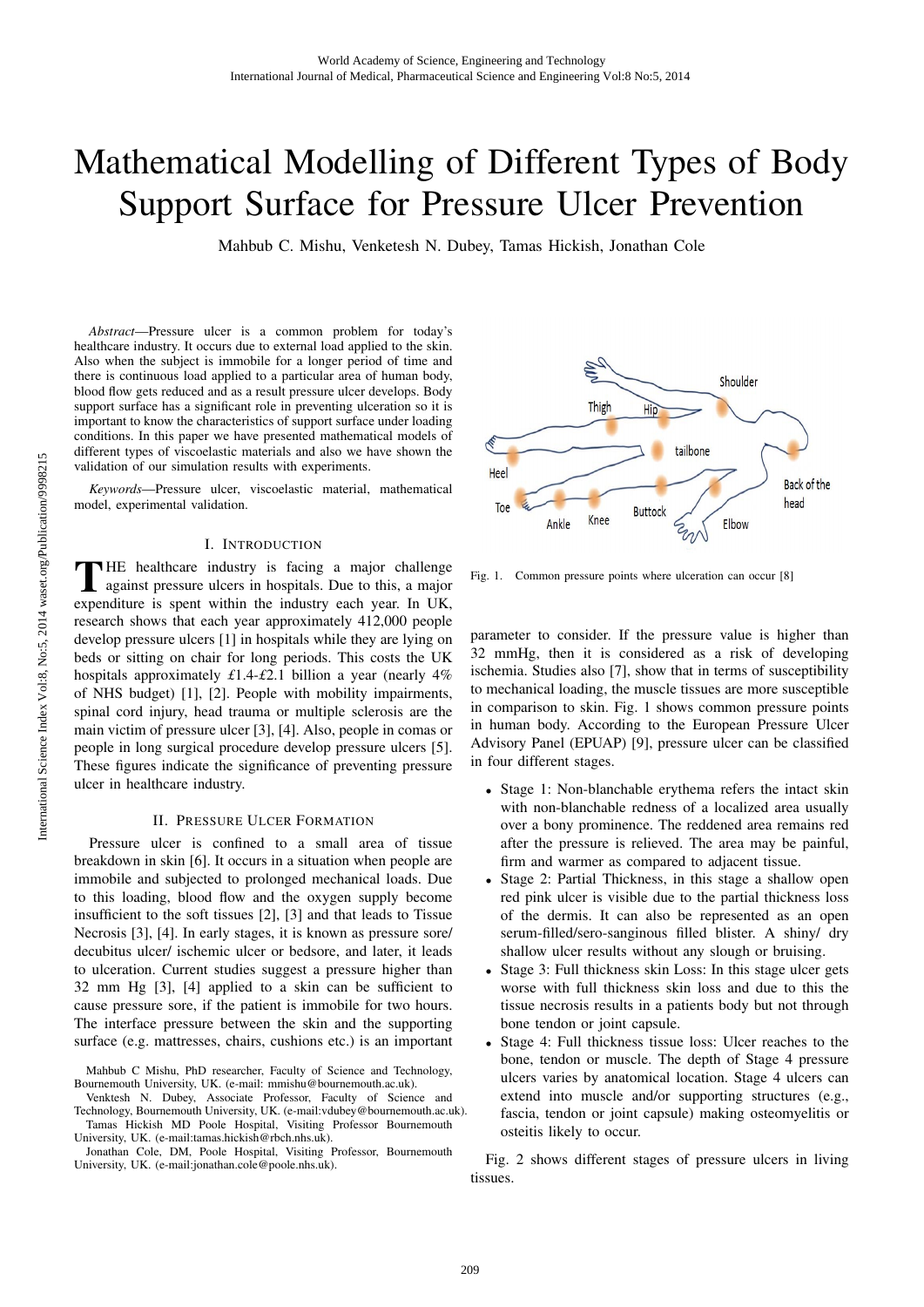# Mathematical Modelling of Different Types of Body Support Surface for Pressure Ulcer Prevention

Mahbub C. Mishu, Venketesh N. Dubey, Tamas Hickish, Jonathan Cole

*Abstract*—Pressure ulcer is a common problem for today's healthcare industry. It occurs due to external load applied to the skin. Also when the subject is immobile for a longer period of time and there is continuous load applied to a particular area of human body, blood flow gets reduced and as a result pressure ulcer develops. Body support surface has a significant role in preventing ulceration so it is important to know the characteristics of support surface under loading conditions. In this paper we have presented mathematical models of different types of viscoelastic materials and also we have shown the validation of our simulation results with experiments.

*Keywords*—Pressure ulcer, viscoelastic material, mathematical model, experimental validation.

## I. Introduction

The healthcare industry is facing a major challenge against pressure ulcers in hospitals. Due to this, a major expenditure is spent within the industry each year. In UK, research shows that each year approximately 412,000 people develop pressure ulcers [1] in hospitals while they are lying on beds or sitting on chair for long periods. This costs the UK hospitals approximately £1.4-£2.1 billion a year (nearly 4% of NHS budget) [1], [2]. People with mobility impairments, spinal cord injury, head trauma or multiple sclerosis are the main victim of pressure ulcer [3], [4]. Also, people in comas or people in long surgical procedure develop pressure ulcers [5]. These figures indicate the significance of preventing pressure ulcer in healthcare industry.

## II. Pressure Ulcer Formation

Pressure ulcer is confined to a small area of tissue breakdown in skin [6]. It occurs in a situation when people are immobile and subjected to prolonged mechanical loads. Due to this loading, blood flow and the oxygen supply become insufficient to the soft tissues [2], [3] and that leads to Tissue Necrosis [3], [4]. In early stages, it is known as pressure sore/ decubitus ulcer/ ischemic ulcer or bedsore, and later, it leads to ulceration. Current studies suggest a pressure higher than 32 mm Hg [3], [4] applied to a skin can be sufficient to cause pressure sore, if the patient is immobile for two hours. The interface pressure between the skin and the supporting surface (e.g. mattresses, chairs, cushions etc.) is an important parameter to consider. If the pressure value is higher than 32 mmHg, then it is considered as a risk of developing ischemia. Studies also [7], show that in terms of susceptibility to mechanical loading, the muscle tissues are more susceptible in comparison to skin. Fig. 1 shows common pressure points in human body. According to the European Pressure Ulcer Advisory Panel (EPUAP) [9], pressure ulcer can be classified in four different stages.

Fig. 1. Common pressure points where ulceration can occur [8]

- Stage 1: Non-blanchable erythema refers the intact skin with non-blanchable redness of a localized area usually over a bony prominence. The reddened area remains red after the pressure is relieved. The area may be painful, firm and warmer as compared to adjacent tissue.
- Stage 2: Partial Thickness, in this stage a shallow open red pink ulcer is visible due to the partial thickness loss of the dermis. It can also be represented as an open serum-filled/sero-sanginous filled blister. A shiny/ dry shallow ulcer results without any slough or bruising.
- Stage 3: Full thickness skin Loss: In this stage ulcer gets worse with full thickness skin loss and due to this the tissue necrosis results in a patients body but not through bone tendon or joint capsule.
- Stage 4: Full thickness tissue loss: Ulcer reaches to the bone, tendon or muscle. The depth of Stage 4 pressure ulcers varies by anatomical location. Stage 4 ulcers can extend into muscle and/or supporting structures (e.g., fascia, tendon or joint capsule) making osteomyelitis or osteitis likely to occur.

Fig. 2 shows different stages of pressure ulcers in living tissues.

---

Mahbub C Mishu, PhD researcher, Faculty of Science and Technology, Bournemouth University, UK. (e-mail: mmishu@bournemouth.ac.uk).

Venktesh N. Dubey, Associate Professor, Faculty of Science and Technology, Bournemouth University, UK. (e-mail:vdubey@bournemouth.ac.uk).

Tamas Hickish MD Poole Hospital, Visiting Professor Bournemouth University, UK. (e-mail:tamas.hickish@rbch.nhs.uk).

Jonathan Cole, DM, Poole Hospital, Visiting Professor, Bournemouth University, UK. (e-mail:jonathan.cole@poole.nhs.uk).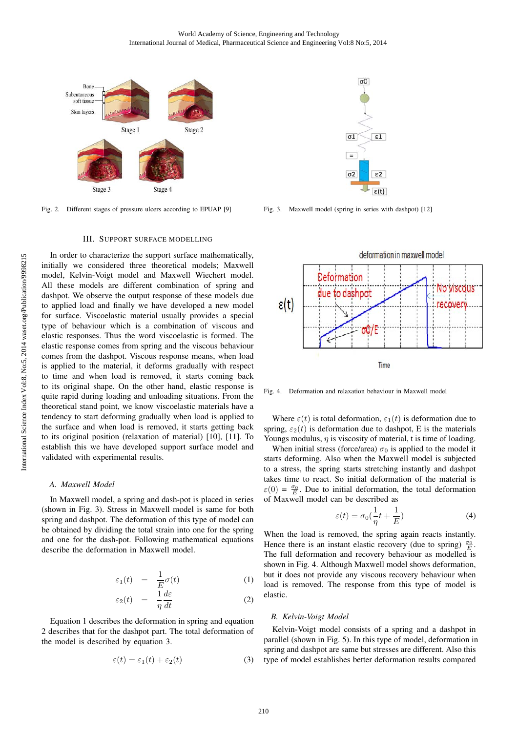Fig. 2. Different stages of pressure ulcers according to EPUAP [9]

Fig. 3. Maxwell model (spring in series with dashpot) [12]

## III. Support Surface Modelling

In order to characterize the support surface mathematically, initially we considered three theoretical models; Maxwell model, Kelvin-Voigt model and Maxwell Wiechert model. All these models are different combination of spring and dashpot. We observe the output response of these models due to applied load and finally we have developed a new model for surface. Viscoelastic material usually provides a special type of behaviour which is a combination of viscous and elastic responses. Thus the word viscoelastic is formed. The elastic response comes from spring and the viscous behaviour comes from the dashpot. Viscous response means, when load is applied to the material, it deforms gradually with respect to time and when load is removed, it starts coming back to its original shape. On the other hand, elastic response is quite rapid during loading and unloading situations. From the theoretical stand point, we know viscoelastic materials have a tendency to start deforming gradually when load is applied to the surface and when load is removed, it starts getting back to its original position (relaxation of material) [10], [11]. To establish this we have developed support surface model and validated with experimental results.

### A. Maxwell Model

In Maxwell model, a spring and dash-pot is placed in series (shown in Fig. 3). Stress in Maxwell model is same for both spring and dashpot. The deformation of this type of model can be obtained by dividing the total strain into one for the spring and one for the dash-pot. Following mathematical equations describe the deformation in Maxwell model.

$$\varepsilon_1(t) = \frac{1}{E}\sigma(t) \tag{1}$$

$$\varepsilon_2(t) = \frac{1}{\eta}\frac{d\varepsilon}{dt} \tag{2}$$

Equation 1 describes the deformation in spring and equation 2 describes that for the dashpot part. The total deformation of the model is described by equation 3.

$$\varepsilon(t) = \varepsilon_1(t) + \varepsilon_2(t) \tag{3}$$

Fig. 4. Deformation and relaxation behaviour in Maxwell model

Where $\varepsilon(t)$ is total deformation, $\varepsilon_1(t)$ is deformation due to spring, $\varepsilon_2(t)$ is deformation due to dashpot, E is the materials Youngs modulus, $\eta$ is viscosity of material, t is time of loading.

When initial stress (force/area) $\sigma_0$ is applied to the model it starts deforming. Also when the Maxwell model is subjected to a stress, the spring starts stretching instantly and dashpot takes time to react. So initial deformation of the material is $\varepsilon(0) = \frac{\sigma_0}{E}$. Due to initial deformation, the total deformation of Maxwell model can be described as

$$\varepsilon(t) = \sigma_0\left(\frac{1}{\eta}t + \frac{1}{E}\right) \tag{4}$$

When the load is removed, the spring again reacts instantly. Hence there is an instant elastic recovery (due to spring) $\frac{\sigma_0}{E}$. The full deformation and recovery behaviour as modelled is shown in Fig. 4. Although Maxwell model shows deformation, but it does not provide any viscous recovery behaviour when load is removed. The response from this type of model is elastic.

### B. Kelvin-Voigt Model

Kelvin-Voigt model consists of a spring and a dashpot in parallel (shown in Fig. 5). In this type of model, deformation in spring and dashpot are same but stresses are different. Also this type of model establishes better deformation results compared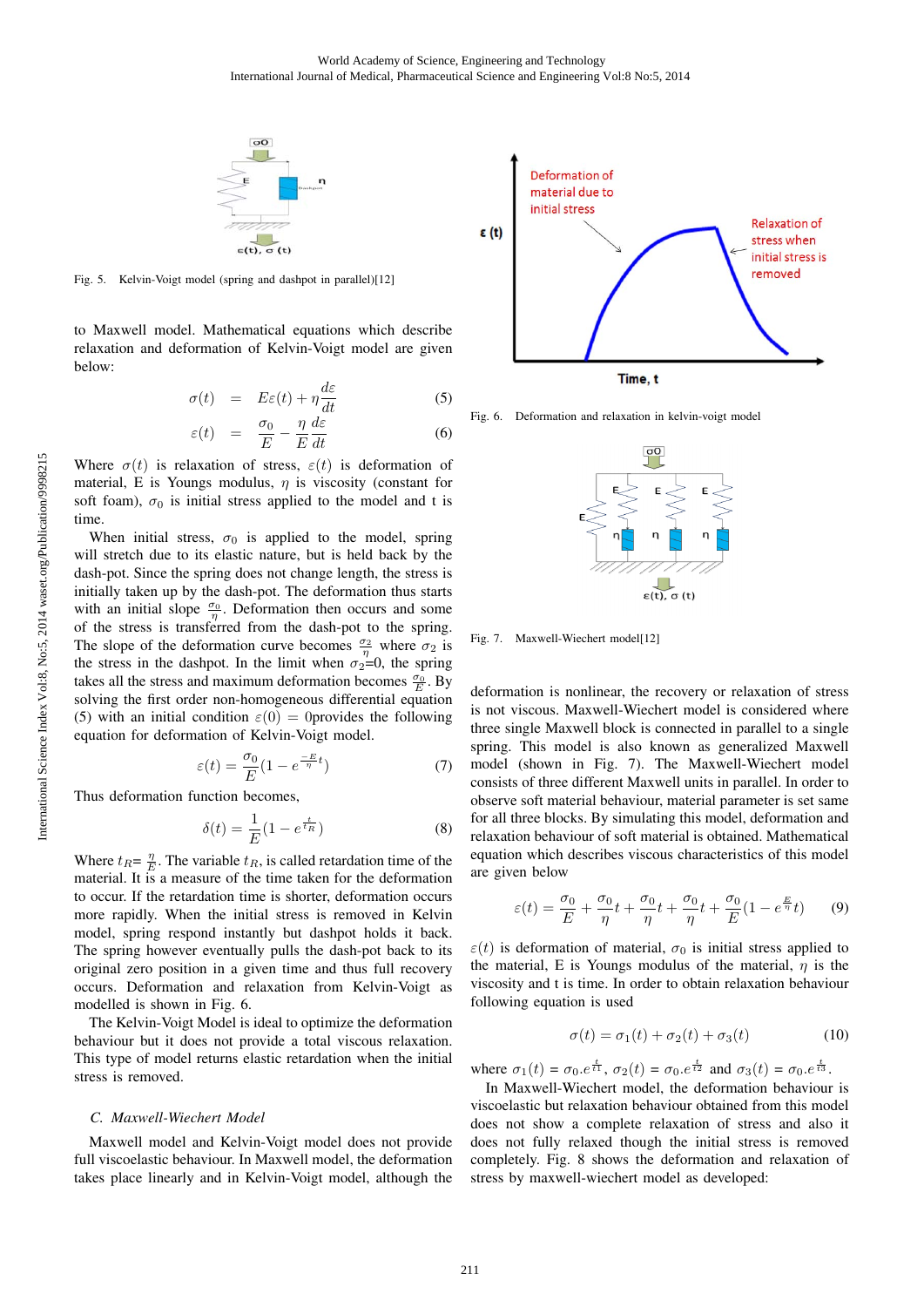Fig. 5. Kelvin-Voigt model (spring and dashpot in parallel)[12]

to Maxwell model. Mathematical equations which describe relaxation and deformation of Kelvin-Voigt model are given below:

$$\sigma(t) = E\varepsilon(t) + \eta\frac{d\varepsilon}{dt} \quad (5)$$

$$\varepsilon(t) = \frac{\sigma_0}{E} - \frac{\eta}{E}\frac{d\varepsilon}{dt} \quad (6)$$

Where $\sigma(t)$ is relaxation of stress, $\varepsilon(t)$ is deformation of material, E is Youngs modulus, $\eta$ is viscosity (constant for soft foam), $\sigma_0$ is initial stress applied to the model and t is time.

When initial stress, $\sigma_0$ is applied to the model, spring will stretch due to its elastic nature, but is held back by the dash-pot. Since the spring does not change length, the stress is initially taken up by the dash-pot. The deformation thus starts with an initial slope $\frac{\sigma_0}{\eta}$. Deformation then occurs and some of the stress is transferred from the dash-pot to the spring. The slope of the deformation curve becomes $\frac{\sigma_2}{\eta}$ where $\sigma_2$ is the stress in the dashpot. In the limit when $\sigma_2$=0, the spring takes all the stress and maximum deformation becomes $\frac{\sigma_0}{E}$. By solving the first order non-homogeneous differential equation (5) with an initial condition $\varepsilon(0) = 0$provides the following equation for deformation of Kelvin-Voigt model.

$$\varepsilon(t) = \frac{\sigma_0}{E}(1 - e^{\frac{-E}{\eta}t}) \quad (7)$$

Thus deformation function becomes,

$$\delta(t) = \frac{1}{E}(1 - e^{\frac{t}{t_R}}) \quad (8)$$

Where $t_R = \frac{\eta}{E}$. The variable $t_R$, is called retardation time of the material. It is a measure of the time taken for the deformation to occur. If the retardation time is shorter, deformation occurs more rapidly. When the initial stress is removed in Kelvin model, spring respond instantly but dashpot holds it back. The spring however eventually pulls the dash-pot back to its original zero position in a given time and thus full recovery occurs. Deformation and relaxation from Kelvin-Voigt as modelled is shown in Fig. 6.

The Kelvin-Voigt Model is ideal to optimize the deformation behaviour but it does not provide a total viscous relaxation. This type of model returns elastic retardation when the initial stress is removed.

### C. *Maxwell-Wiechert Model*

Maxwell model and Kelvin-Voigt model does not provide full viscoelastic behaviour. In Maxwell model, the deformation takes place linearly and in Kelvin-Voigt model, although the deformation is nonlinear, the recovery or relaxation of stress is not viscous. Maxwell-Wiechert model is considered where three single Maxwell block is connected in parallel to a single spring. This model is also known as generalized Maxwell model (shown in Fig. 7). The Maxwell-Wiechert model consists of three different Maxwell units in parallel. In order to observe soft material behaviour, material parameter is set same for all three blocks. By simulating this model, deformation and relaxation behaviour of soft material is obtained. Mathematical equation which describes viscous characteristics of this model are given below

Fig. 6. Deformation and relaxation in kelvin-voigt model

Fig. 7. Maxwell-Wiechert model[12]

$$\varepsilon(t) = \frac{\sigma_0}{E} + \frac{\sigma_0}{\eta}t + \frac{\sigma_0}{\eta}t + \frac{\sigma_0}{\eta}t + \frac{\sigma_0}{E}(1 - e^{\frac{E}{\eta}t}) \quad (9)$$

$\varepsilon(t)$ is deformation of material, $\sigma_0$ is initial stress applied to the material, E is Youngs modulus of the material, $\eta$ is the viscosity and t is time. In order to obtain relaxation behaviour following equation is used

$$\sigma(t) = \sigma_1(t) + \sigma_2(t) + \sigma_3(t) \quad (10)$$

where $\sigma_1(t) = \sigma_0.e^{\frac{t}{t1}}$, $\sigma_2(t) = \sigma_0.e^{\frac{t}{t2}}$ and $\sigma_3(t) = \sigma_0.e^{\frac{t}{t3}}$.

In Maxwell-Wiechert model, the deformation behaviour is viscoelastic but relaxation behaviour obtained from this model does not show a complete relaxation of stress and also it does not fully relaxed though the initial stress is removed completely. Fig. 8 shows the deformation and relaxation of stress by maxwell-wiechert model as developed: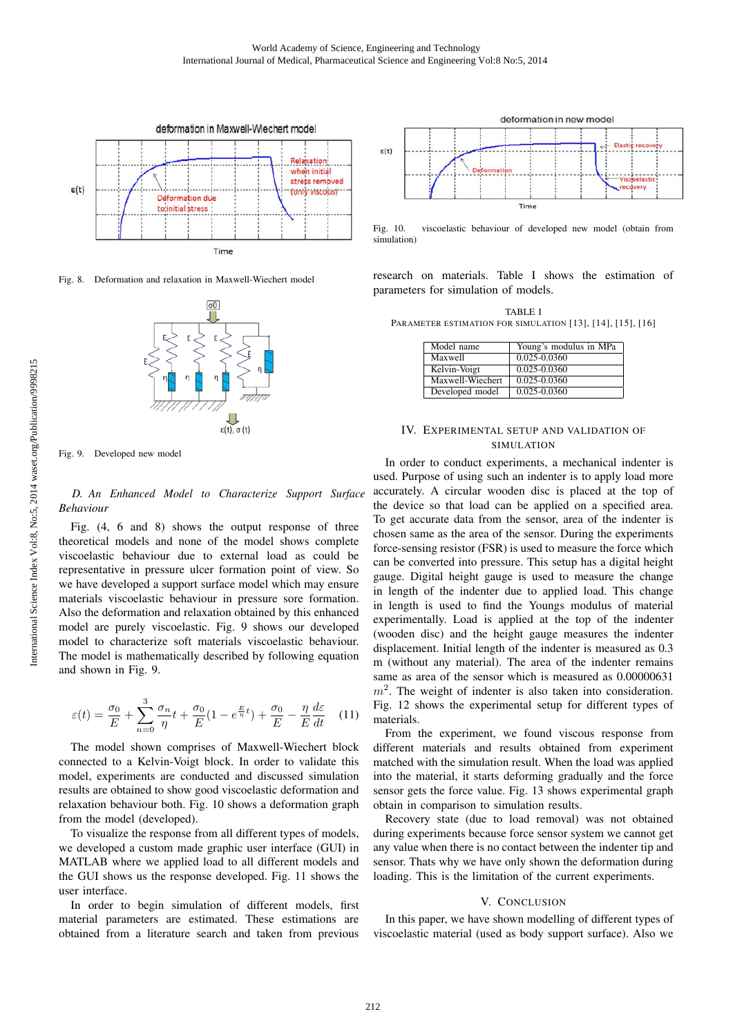Fig. 8. Deformation and relaxation in Maxwell-Wiechert model

Fig. 9. Developed new model

### D. An Enhanced Model to Characterize Support Surface Behaviour

Fig. (4, 6 and 8) shows the output response of three theoretical models and none of the model shows complete viscoelastic behaviour due to external load as could be representative in pressure ulcer formation point of view. So we have developed a support surface model which may ensure materials viscoelastic behaviour in pressure sore formation. Also the deformation and relaxation obtained by this enhanced model are purely viscoelastic. Fig. 9 shows our developed model to characterize soft materials viscoelastic behaviour. The model is mathematically described by following equation and shown in Fig. 9.

$$\varepsilon(t) = \frac{\sigma_0}{E} + \sum_{n=0}^{3} \frac{\sigma_n}{\eta} t + \frac{\sigma_0}{E}(1 - e^{\frac{E}{\eta}t}) + \frac{\sigma_0}{E} - \frac{\eta}{E}\frac{d\varepsilon}{dt} \quad (11)$$

The model shown comprises of Maxwell-Wiechert block connected to a Kelvin-Voigt block. In order to validate this model, experiments are conducted and discussed simulation results are obtained to show good viscoelastic deformation and relaxation behaviour both. Fig. 10 shows a deformation graph from the model (developed).

To visualize the response from all different types of models, we developed a custom made graphic user interface (GUI) in MATLAB where we applied load to all different models and the GUI shows us the response developed. Fig. 11 shows the user interface.

In order to begin simulation of different models, first material parameters are estimated. These estimations are obtained from a literature search and taken from previous research on materials. Table I shows the estimation of parameters for simulation of models.

Fig. 10. viscoelastic behaviour of developed new model (obtain from simulation)

TABLE I
PARAMETER ESTIMATION FOR SIMULATION [13], [14], [15], [16]

| Model name | Young's modulus in MPa |
|---|---|
| Maxwell | 0.025-0.0360 |
| Kelvin-Voigt | 0.025-0.0360 |
| Maxwell-Wiechert | 0.025-0.0360 |
| Developed model | 0.025-0.0360 |

## IV. Experimental Setup and Validation of Simulation

In order to conduct experiments, a mechanical indenter is used. Purpose of using such an indenter is to apply load more accurately. A circular wooden disc is placed at the top of the device so that load can be applied on a specified area. To get accurate data from the sensor, area of the indenter is chosen same as the area of the sensor. During the experiments force-sensing resistor (FSR) is used to measure the force which can be converted into pressure. This setup has a digital height gauge. Digital height gauge is used to measure the change in length of the indenter due to applied load. This change in length is used to find the Youngs modulus of material experimentally. Load is applied at the top of the indenter (wooden disc) and the height gauge measures the indenter displacement. Initial length of the indenter is measured as 0.3 m (without any material). The area of the indenter remains same as area of the sensor which is measured as 0.00000631 $m^2$. The weight of indenter is also taken into consideration. Fig. 12 shows the experimental setup for different types of materials.

From the experiment, we found viscous response from different materials and results obtained from experiment matched with the simulation result. When the load was applied into the material, it starts deforming gradually and the force sensor gets the force value. Fig. 13 shows experimental graph obtain in comparison to simulation results.

Recovery state (due to load removal) was not obtained during experiments because force sensor system we cannot get any value when there is no contact between the indenter tip and sensor. Thats why we have only shown the deformation during loading. This is the limitation of the current experiments.

## V. Conclusion

In this paper, we have shown modelling of different types of viscoelastic material (used as body support surface). Also we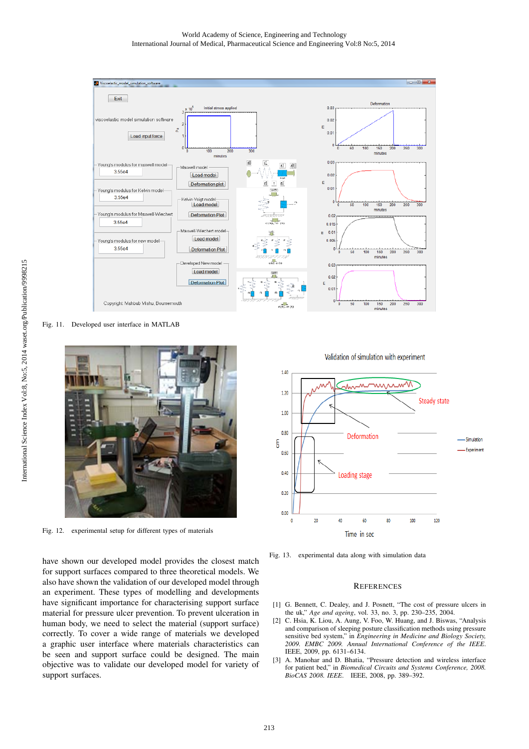Fig. 11. Developed user interface in MATLAB

Fig. 12. experimental setup for different types of materials

Fig. 13. experimental data along with simulation data

have shown our developed model provides the closest match for support surfaces compared to three theoretical models. We also have shown the validation of our developed model through an experiment. These types of modelling and developments have significant importance for characterising support surface material for pressure ulcer prevention. To prevent ulceration in human body, we need to select the material (support surface) correctly. To cover a wide range of materials we developed a graphic user interface where materials characteristics can be seen and support surface could be designed. The main objective was to validate our developed model for variety of support surfaces.

## References

[1] G. Bennett, C. Dealey, and J. Posnett, "The cost of pressure ulcers in the uk," *Age and ageing*, vol. 33, no. 3, pp. 230–235, 2004.

[2] C. Hsia, K. Liou, A. Aung, V. Foo, W. Huang, and J. Biswas, "Analysis and comparison of sleeping posture classification methods using pressure sensitive bed system," in *Engineering in Medicine and Biology Society, 2009. EMBC 2009. Annual International Conference of the IEEE.* IEEE, 2009, pp. 6131–6134.

[3] A. Manohar and D. Bhatia, "Pressure detection and wireless interface for patient bed," in *Biomedical Circuits and Systems Conference, 2008. BioCAS 2008. IEEE.* IEEE, 2008, pp. 389–392.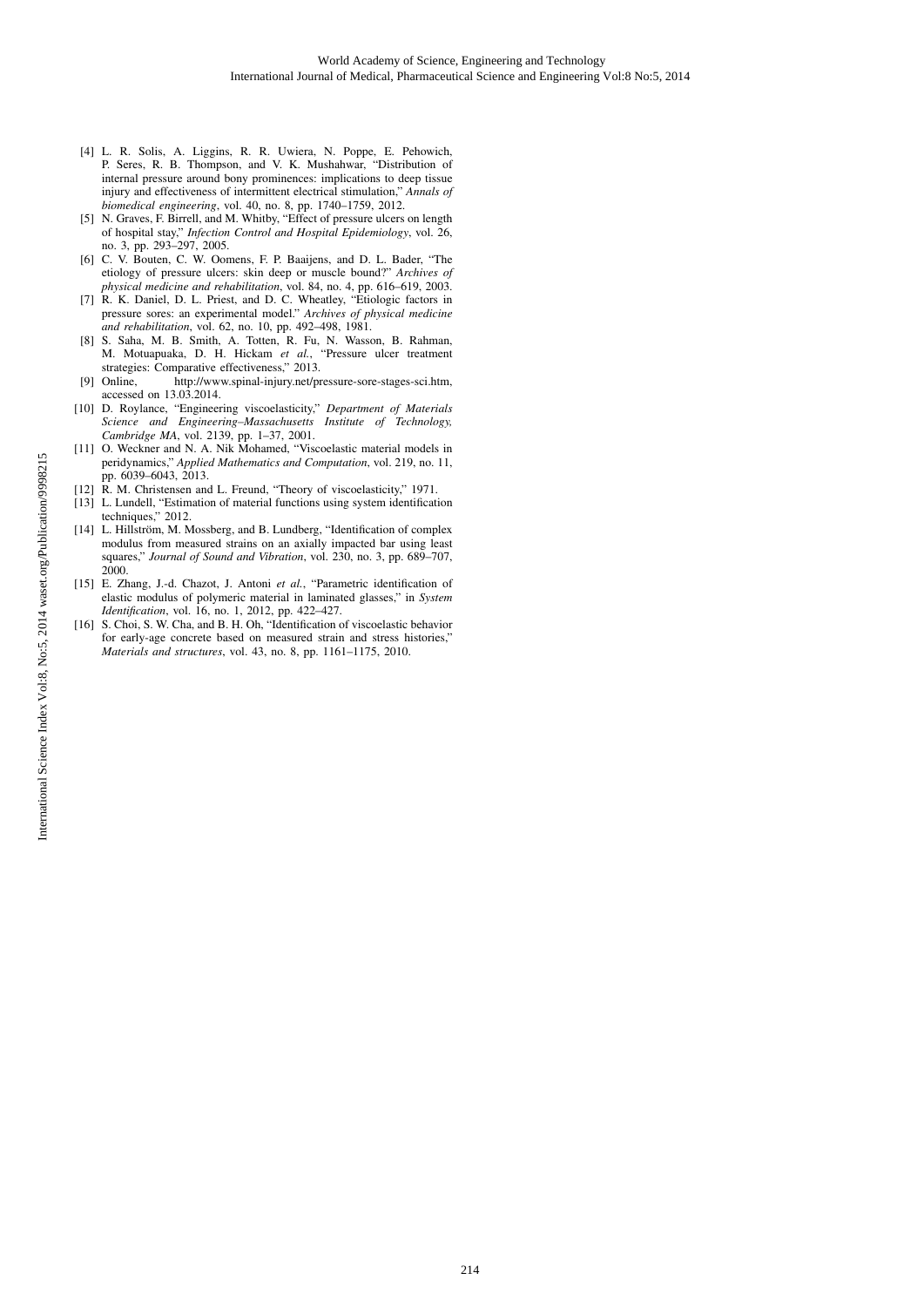[4] L. R. Solis, A. Liggins, R. R. Uwiera, N. Poppe, E. Pehowich, P. Seres, R. B. Thompson, and V. K. Mushahwar, "Distribution of internal pressure around bony prominences: implications to deep tissue injury and effectiveness of intermittent electrical stimulation," *Annals of biomedical engineering*, vol. 40, no. 8, pp. 1740–1759, 2012.

[5] N. Graves, F. Birrell, and M. Whitby, "Effect of pressure ulcers on length of hospital stay," *Infection Control and Hospital Epidemiology*, vol. 26, no. 3, pp. 293–297, 2005.

[6] C. V. Bouten, C. W. Oomens, F. P. Baaijens, and D. L. Bader, "The etiology of pressure ulcers: skin deep or muscle bound?" *Archives of physical medicine and rehabilitation*, vol. 84, no. 4, pp. 616–619, 2003.

[7] R. K. Daniel, D. L. Priest, and D. C. Wheatley, "Etiologic factors in pressure sores: an experimental model." *Archives of physical medicine and rehabilitation*, vol. 62, no. 10, pp. 492–498, 1981.

[8] S. Saha, M. B. Smith, A. Totten, R. Fu, N. Wasson, B. Rahman, M. Motuapuaka, D. H. Hickam *et al.*, "Pressure ulcer treatment strategies: Comparative effectiveness," 2013.

[9] Online, http://www.spinal-injury.net/pressure-sore-stages-sci.htm, accessed on 13.03.2014.

[10] D. Roylance, "Engineering viscoelasticity," *Department of Materials Science and Engineering–Massachusetts Institute of Technology, Cambridge MA*, vol. 2139, pp. 1–37, 2001.

[11] O. Weckner and N. A. Nik Mohamed, "Viscoelastic material models in peridynamics," *Applied Mathematics and Computation*, vol. 219, no. 11, pp. 6039–6043, 2013.

[12] R. M. Christensen and L. Freund, "Theory of viscoelasticity," 1971.

[13] L. Lundell, "Estimation of material functions using system identification techniques," 2012.

[14] L. Hillström, M. Mossberg, and B. Lundberg, "Identification of complex modulus from measured strains on an axially impacted bar using least squares," *Journal of Sound and Vibration*, vol. 230, no. 3, pp. 689–707, 2000.

[15] E. Zhang, J.-d. Chazot, J. Antoni *et al.*, "Parametric identification of elastic modulus of polymeric material in laminated glasses," in *System Identification*, vol. 16, no. 1, 2012, pp. 422–427.

[16] S. Choi, S. W. Cha, and B. H. Oh, "Identification of viscoelastic behavior for early-age concrete based on measured strain and stress histories," *Materials and structures*, vol. 43, no. 8, pp. 1161–1175, 2010.